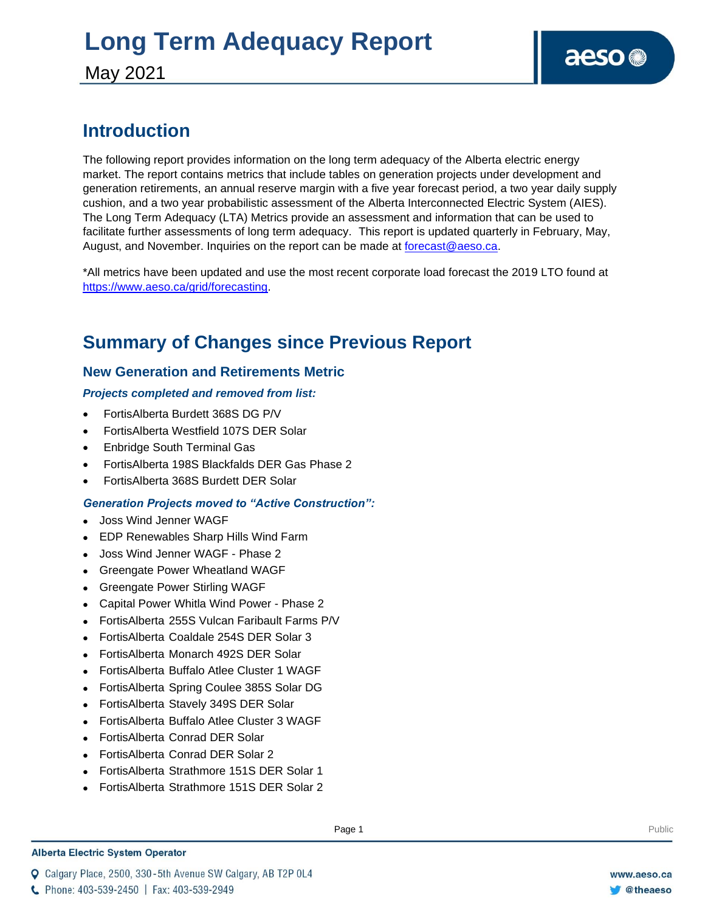# Long Term Adequacy Report

May 2021

## Introduction

The following report provides information on the long term adequacy of the Alberta electric energy market. The report contains metrics that include tables on generation projects under development and generation retirements, an annual reserve margin with a five year forecast period, a two year daily supply cushion, and a two year probabilistic assessment of the Alberta Interconnected Electric System (AIES). The Long Term Adequacy (LTA) Metrics provide an assessment and information that can be used to facilitate further assessments of long term adequacy. This report is updated quarterly in February, May, August, and November. Inquiries on the report can be made at forecast@aeso.ca.

*All metrics have been updated and use the most recent corporate load forecast the 2019 LTO found at https://www.aeso.ca/grid/forecasting.

## Summary of Changes since Previous Report

### New Generation and Retirements Metric

***Projects completed and removed from list:***

- FortisAlberta Burdett 368S DG P/V
- FortisAlberta Westfield 107S DER Solar
- Enbridge South Terminal Gas
- FortisAlberta 198S Blackfalds DER Gas Phase 2
- FortisAlberta 368S Burdett DER Solar

***Generation Projects moved to "Active Construction":***

- Joss Wind Jenner WAGF
- EDP Renewables Sharp Hills Wind Farm
- Joss Wind Jenner WAGF - Phase 2
- Greengate Power Wheatland WAGF
- Greengate Power Stirling WAGF
- Capital Power Whitla Wind Power - Phase 2
- FortisAlberta 255S Vulcan Faribault Farms P/V
- FortisAlberta Coaldale 254S DER Solar 3
- FortisAlberta Monarch 492S DER Solar
- FortisAlberta Buffalo Atlee Cluster 1 WAGF
- FortisAlberta Spring Coulee 385S Solar DG
- FortisAlberta Stavely 349S DER Solar
- FortisAlberta Buffalo Atlee Cluster 3 WAGF
- FortisAlberta Conrad DER Solar
- FortisAlberta Conrad DER Solar 2
- FortisAlberta Strathmore 151S DER Solar 1
- FortisAlberta Strathmore 151S DER Solar 2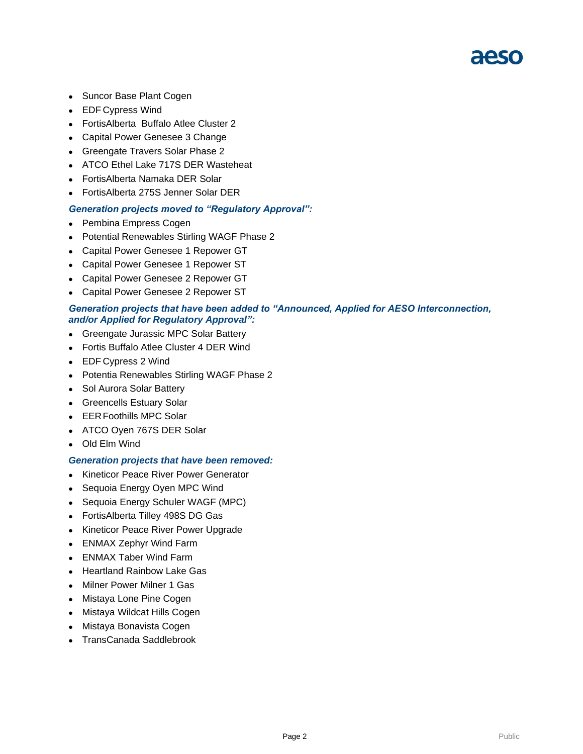- Suncor Base Plant Cogen
- EDF Cypress Wind
- FortisAlberta  Buffalo Atlee Cluster 2
- Capital Power Genesee 3 Change
- Greengate Travers Solar Phase 2
- ATCO Ethel Lake 717S DER Wasteheat
- FortisAlberta Namaka DER Solar
- FortisAlberta 275S Jenner Solar DER

***Generation projects moved to "Regulatory Approval":***

- Pembina Empress Cogen
- Potential Renewables Stirling WAGF Phase 2
- Capital Power Genesee 1 Repower GT
- Capital Power Genesee 1 Repower ST
- Capital Power Genesee 2 Repower GT
- Capital Power Genesee 2 Repower ST

***Generation projects that have been added to "Announced, Applied for AESO Interconnection, and/or Applied for Regulatory Approval":***

- Greengate Jurassic MPC Solar Battery
- Fortis Buffalo Atlee Cluster 4 DER Wind
- EDF Cypress 2 Wind
- Potentia Renewables Stirling WAGF Phase 2
- Sol Aurora Solar Battery
- Greencells Estuary Solar
- EER Foothills MPC Solar
- ATCO Oyen 767S DER Solar
- Old Elm Wind

***Generation projects that have been removed:***

- Kineticor Peace River Power Generator
- Sequoia Energy Oyen MPC Wind
- Sequoia Energy Schuler WAGF (MPC)
- FortisAlberta Tilley 498S DG Gas
- Kineticor Peace River Power Upgrade
- ENMAX Zephyr Wind Farm
- ENMAX Taber Wind Farm
- Heartland Rainbow Lake Gas
- Milner Power Milner 1 Gas
- Mistaya Lone Pine Cogen
- Mistaya Wildcat Hills Cogen
- Mistaya Bonavista Cogen
- TransCanada Saddlebrook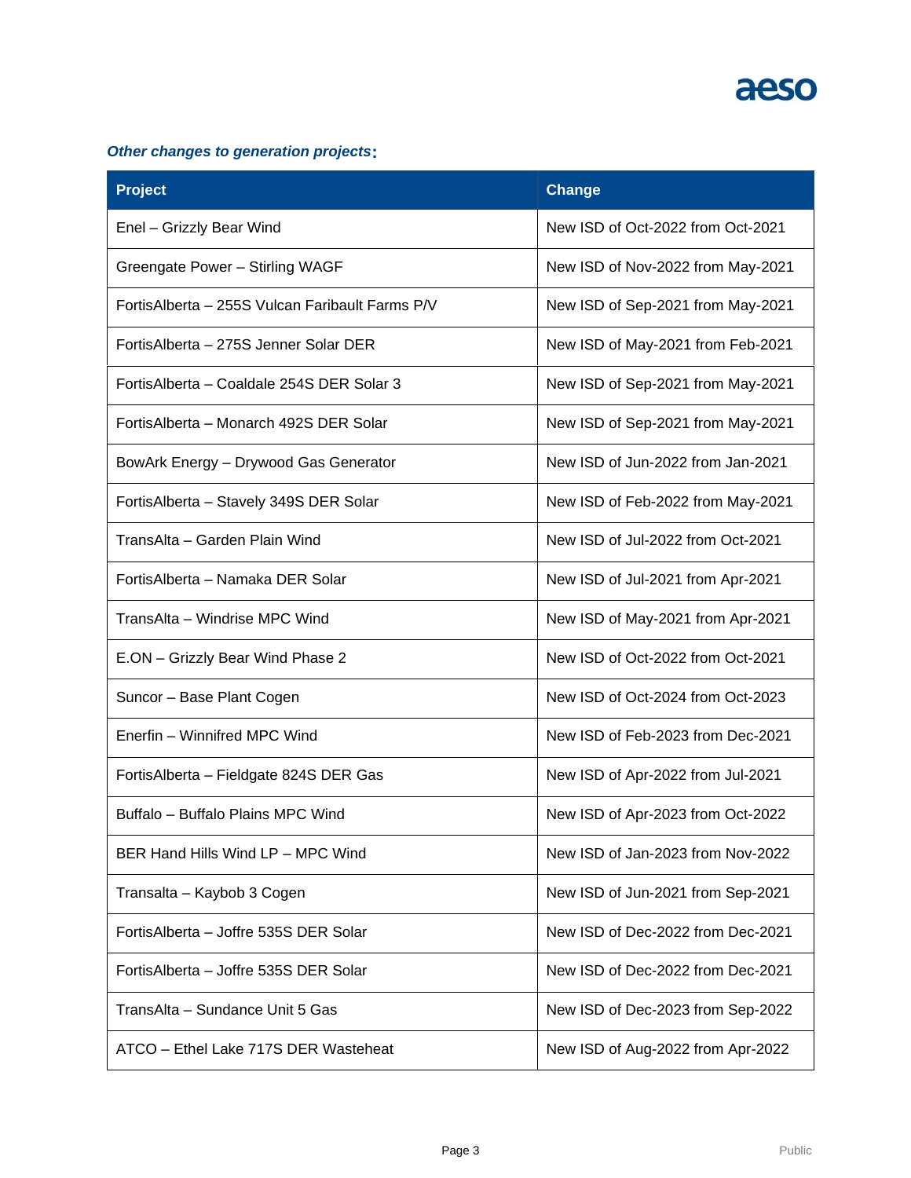***Other changes to generation projects*:**

| Project | Change |
| --- | --- |
| Enel – Grizzly Bear Wind | New ISD of Oct-2022 from Oct-2021 |
| Greengate Power – Stirling WAGF | New ISD of Nov-2022 from May-2021 |
| FortisAlberta – 255S Vulcan Faribault Farms P/V | New ISD of Sep-2021 from May-2021 |
| FortisAlberta – 275S Jenner Solar DER | New ISD of May-2021 from Feb-2021 |
| FortisAlberta – Coaldale 254S DER Solar 3 | New ISD of Sep-2021 from May-2021 |
| FortisAlberta – Monarch 492S DER Solar | New ISD of Sep-2021 from May-2021 |
| BowArk Energy – Drywood Gas Generator | New ISD of Jun-2022 from Jan-2021 |
| FortisAlberta – Stavely 349S DER Solar | New ISD of Feb-2022 from May-2021 |
| TransAlta – Garden Plain Wind | New ISD of Jul-2022 from Oct-2021 |
| FortisAlberta – Namaka DER Solar | New ISD of Jul-2021 from Apr-2021 |
| TransAlta – Windrise MPC Wind | New ISD of May-2021 from Apr-2021 |
| E.ON – Grizzly Bear Wind Phase 2 | New ISD of Oct-2022 from Oct-2021 |
| Suncor – Base Plant Cogen | New ISD of Oct-2024 from Oct-2023 |
| Enerfin – Winnifred MPC Wind | New ISD of Feb-2023 from Dec-2021 |
| FortisAlberta – Fieldgate 824S DER Gas | New ISD of Apr-2022 from Jul-2021 |
| Buffalo – Buffalo Plains MPC Wind | New ISD of Apr-2023 from Oct-2022 |
| BER Hand Hills Wind LP – MPC Wind | New ISD of Jan-2023 from Nov-2022 |
| Transalta – Kaybob 3 Cogen | New ISD of Jun-2021 from Sep-2021 |
| FortisAlberta – Joffre 535S DER Solar | New ISD of Dec-2022 from Dec-2021 |
| FortisAlberta – Joffre 535S DER Solar | New ISD of Dec-2022 from Dec-2021 |
| TransAlta – Sundance Unit 5 Gas | New ISD of Dec-2023 from Sep-2022 |
| ATCO – Ethel Lake 717S DER Wasteheat | New ISD of Aug-2022 from Apr-2022 |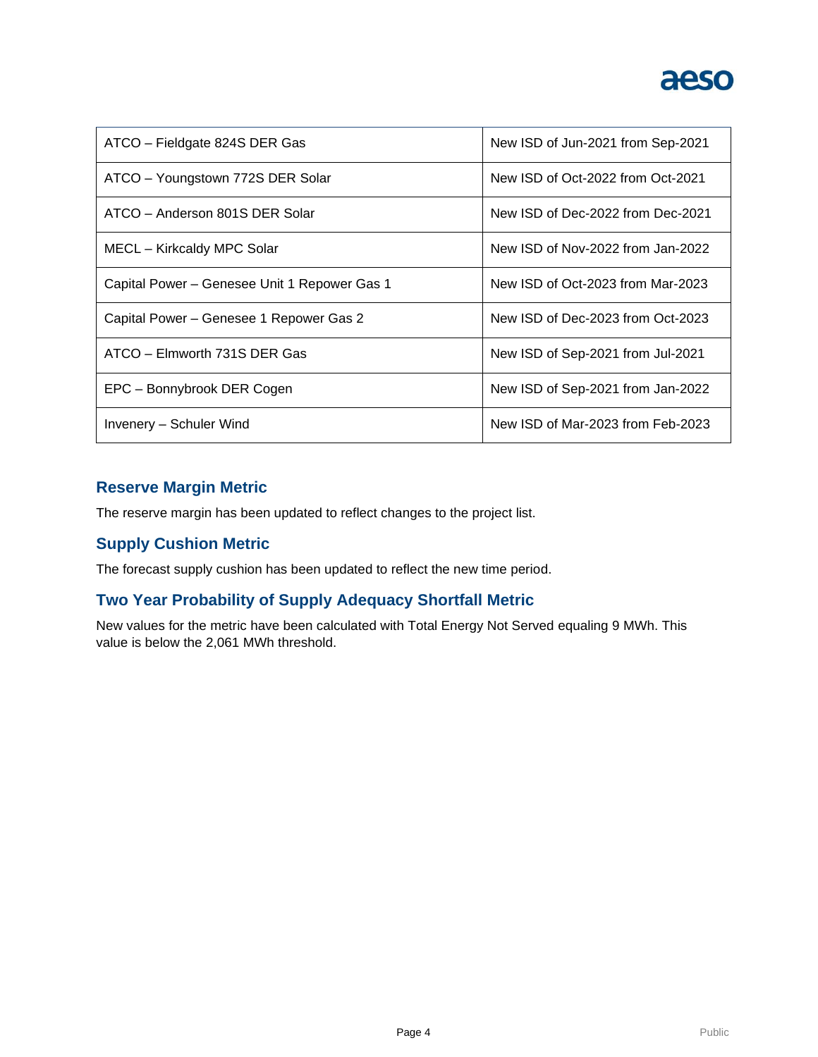| | |
|---|---|
| ATCO – Fieldgate 824S DER Gas | New ISD of Jun-2021 from Sep-2021 |
| ATCO – Youngstown 772S DER Solar | New ISD of Oct-2022 from Oct-2021 |
| ATCO – Anderson 801S DER Solar | New ISD of Dec-2022 from Dec-2021 |
| MECL – Kirkcaldy MPC Solar | New ISD of Nov-2022 from Jan-2022 |
| Capital Power – Genesee Unit 1 Repower Gas 1 | New ISD of Oct-2023 from Mar-2023 |
| Capital Power – Genesee 1 Repower Gas 2 | New ISD of Dec-2023 from Oct-2023 |
| ATCO – Elmworth 731S DER Gas | New ISD of Sep-2021 from Jul-2021 |
| EPC – Bonnybrook DER Cogen | New ISD of Sep-2021 from Jan-2022 |
| Invenery – Schuler Wind | New ISD of Mar-2023 from Feb-2023 |

## Reserve Margin Metric

The reserve margin has been updated to reflect changes to the project list.

## Supply Cushion Metric

The forecast supply cushion has been updated to reflect the new time period.

## Two Year Probability of Supply Adequacy Shortfall Metric

New values for the metric have been calculated with Total Energy Not Served equaling 9 MWh. This value is below the 2,061 MWh threshold.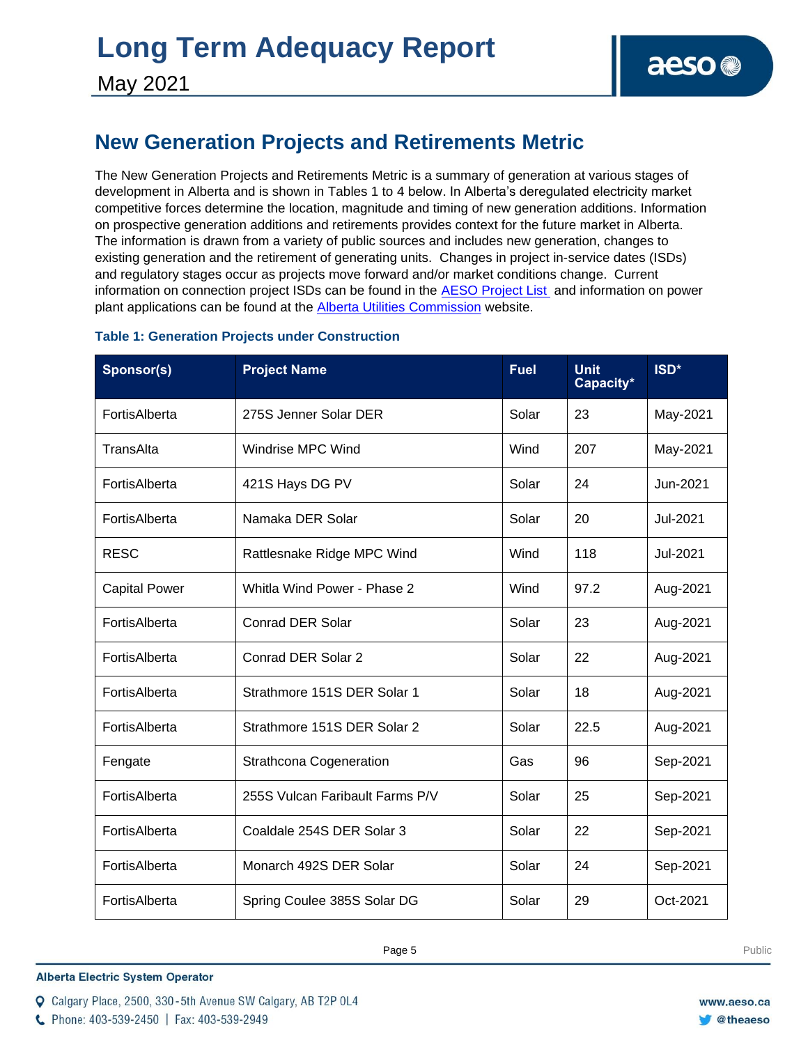## New Generation Projects and Retirements Metric

The New Generation Projects and Retirements Metric is a summary of generation at various stages of development in Alberta and is shown in Tables 1 to 4 below. In Alberta's deregulated electricity market competitive forces determine the location, magnitude and timing of new generation additions. Information on prospective generation additions and retirements provides context for the future market in Alberta. The information is drawn from a variety of public sources and includes new generation, changes to existing generation and the retirement of generating units. Changes in project in-service dates (ISDs) and regulatory stages occur as projects move forward and/or market conditions change. Current information on connection project ISDs can be found in the AESO Project List and information on power plant applications can be found at the Alberta Utilities Commission website.

**Table 1: Generation Projects under Construction**

| Sponsor(s) | Project Name | Fuel | Unit Capacity* | ISD* |
|---|---|---|---|---|
| FortisAlberta | 275S Jenner Solar DER | Solar | 23 | May-2021 |
| TransAlta | Windrise MPC Wind | Wind | 207 | May-2021 |
| FortisAlberta | 421S Hays DG PV | Solar | 24 | Jun-2021 |
| FortisAlberta | Namaka DER Solar | Solar | 20 | Jul-2021 |
| RESC | Rattlesnake Ridge MPC Wind | Wind | 118 | Jul-2021 |
| Capital Power | Whitla Wind Power - Phase 2 | Wind | 97.2 | Aug-2021 |
| FortisAlberta | Conrad DER Solar | Solar | 23 | Aug-2021 |
| FortisAlberta | Conrad DER Solar 2 | Solar | 22 | Aug-2021 |
| FortisAlberta | Strathmore 151S DER Solar 1 | Solar | 18 | Aug-2021 |
| FortisAlberta | Strathmore 151S DER Solar 2 | Solar | 22.5 | Aug-2021 |
| Fengate | Strathcona Cogeneration | Gas | 96 | Sep-2021 |
| FortisAlberta | 255S Vulcan Faribault Farms P/V | Solar | 25 | Sep-2021 |
| FortisAlberta | Coaldale 254S DER Solar 3 | Solar | 22 | Sep-2021 |
| FortisAlberta | Monarch 492S DER Solar | Solar | 24 | Sep-2021 |
| FortisAlberta | Spring Coulee 385S Solar DG | Solar | 29 | Oct-2021 |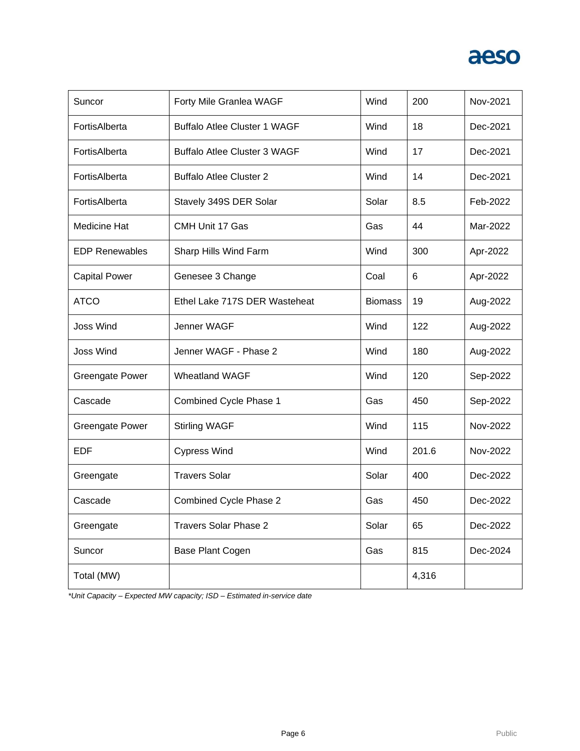| Suncor | Forty Mile Granlea WAGF | Wind | 200 | Nov-2021 |
|---|---|---|---|---|
| FortisAlberta | Buffalo Atlee Cluster 1 WAGF | Wind | 18 | Dec-2021 |
| FortisAlberta | Buffalo Atlee Cluster 3 WAGF | Wind | 17 | Dec-2021 |
| FortisAlberta | Buffalo Atlee Cluster 2 | Wind | 14 | Dec-2021 |
| FortisAlberta | Stavely 349S DER Solar | Solar | 8.5 | Feb-2022 |
| Medicine Hat | CMH Unit 17 Gas | Gas | 44 | Mar-2022 |
| EDP Renewables | Sharp Hills Wind Farm | Wind | 300 | Apr-2022 |
| Capital Power | Genesee 3 Change | Coal | 6 | Apr-2022 |
| ATCO | Ethel Lake 717S DER Wasteheat | Biomass | 19 | Aug-2022 |
| Joss Wind | Jenner WAGF | Wind | 122 | Aug-2022 |
| Joss Wind | Jenner WAGF - Phase 2 | Wind | 180 | Aug-2022 |
| Greengate Power | Wheatland WAGF | Wind | 120 | Sep-2022 |
| Cascade | Combined Cycle Phase 1 | Gas | 450 | Sep-2022 |
| Greengate Power | Stirling WAGF | Wind | 115 | Nov-2022 |
| EDF | Cypress Wind | Wind | 201.6 | Nov-2022 |
| Greengate | Travers Solar | Solar | 400 | Dec-2022 |
| Cascade | Combined Cycle Phase 2 | Gas | 450 | Dec-2022 |
| Greengate | Travers Solar Phase 2 | Solar | 65 | Dec-2022 |
| Suncor | Base Plant Cogen | Gas | 815 | Dec-2024 |
| Total (MW) | | | 4,316 | |

*\*Unit Capacity – Expected MW capacity; ISD – Estimated in-service date*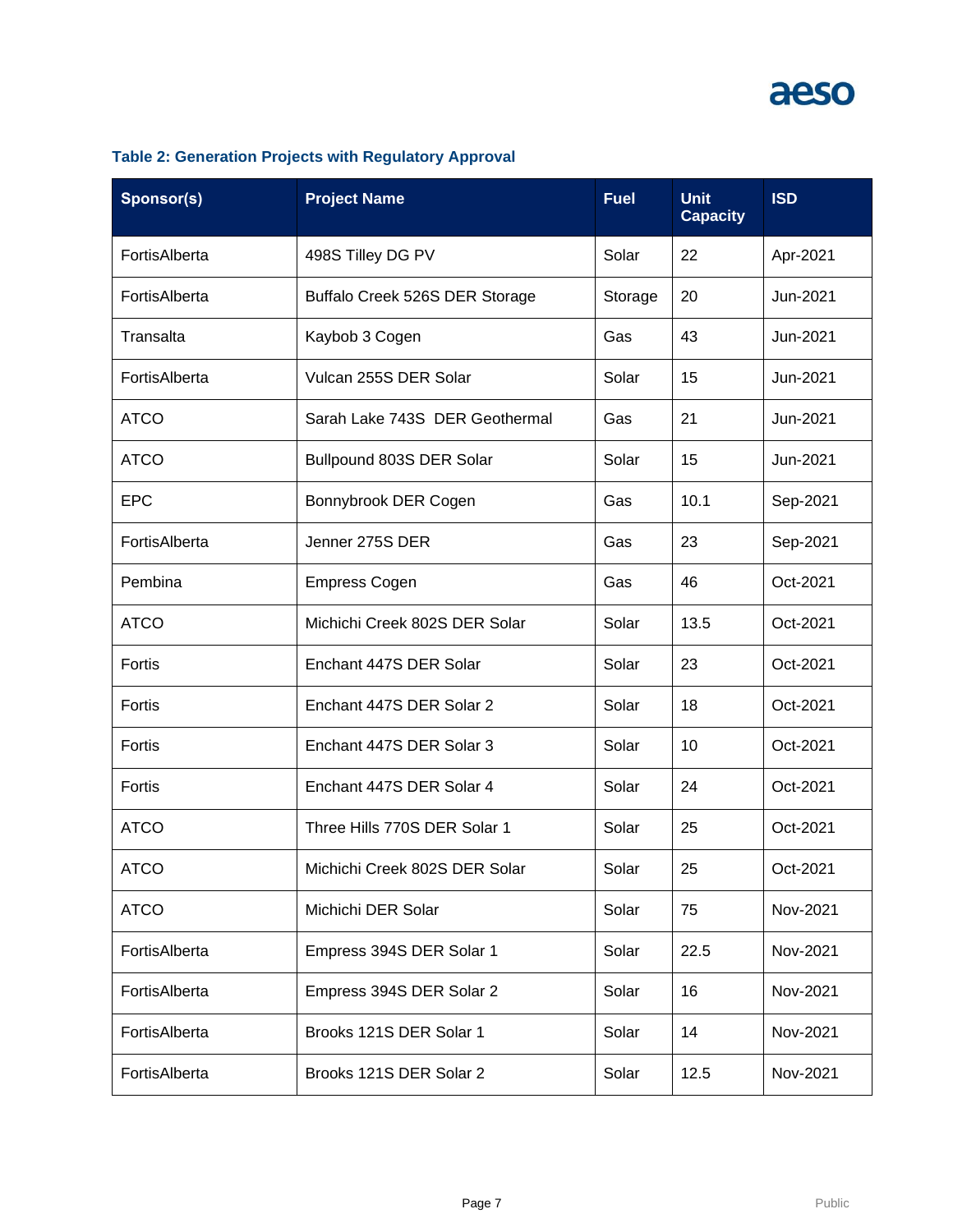**Table 2: Generation Projects with Regulatory Approval**

| Sponsor(s) | Project Name | Fuel | Unit Capacity | ISD |
|---|---|---|---|---|
| FortisAlberta | 498S Tilley DG PV | Solar | 22 | Apr-2021 |
| FortisAlberta | Buffalo Creek 526S DER Storage | Storage | 20 | Jun-2021 |
| Transalta | Kaybob 3 Cogen | Gas | 43 | Jun-2021 |
| FortisAlberta | Vulcan 255S DER Solar | Solar | 15 | Jun-2021 |
| ATCO | Sarah Lake 743S DER Geothermal | Gas | 21 | Jun-2021 |
| ATCO | Bullpound 803S DER Solar | Solar | 15 | Jun-2021 |
| EPC | Bonnybrook DER Cogen | Gas | 10.1 | Sep-2021 |
| FortisAlberta | Jenner 275S DER | Gas | 23 | Sep-2021 |
| Pembina | Empress Cogen | Gas | 46 | Oct-2021 |
| ATCO | Michichi Creek 802S DER Solar | Solar | 13.5 | Oct-2021 |
| Fortis | Enchant 447S DER Solar | Solar | 23 | Oct-2021 |
| Fortis | Enchant 447S DER Solar 2 | Solar | 18 | Oct-2021 |
| Fortis | Enchant 447S DER Solar 3 | Solar | 10 | Oct-2021 |
| Fortis | Enchant 447S DER Solar 4 | Solar | 24 | Oct-2021 |
| ATCO | Three Hills 770S DER Solar 1 | Solar | 25 | Oct-2021 |
| ATCO | Michichi Creek 802S DER Solar | Solar | 25 | Oct-2021 |
| ATCO | Michichi DER Solar | Solar | 75 | Nov-2021 |
| FortisAlberta | Empress 394S DER Solar 1 | Solar | 22.5 | Nov-2021 |
| FortisAlberta | Empress 394S DER Solar 2 | Solar | 16 | Nov-2021 |
| FortisAlberta | Brooks 121S DER Solar 1 | Solar | 14 | Nov-2021 |
| FortisAlberta | Brooks 121S DER Solar 2 | Solar | 12.5 | Nov-2021 |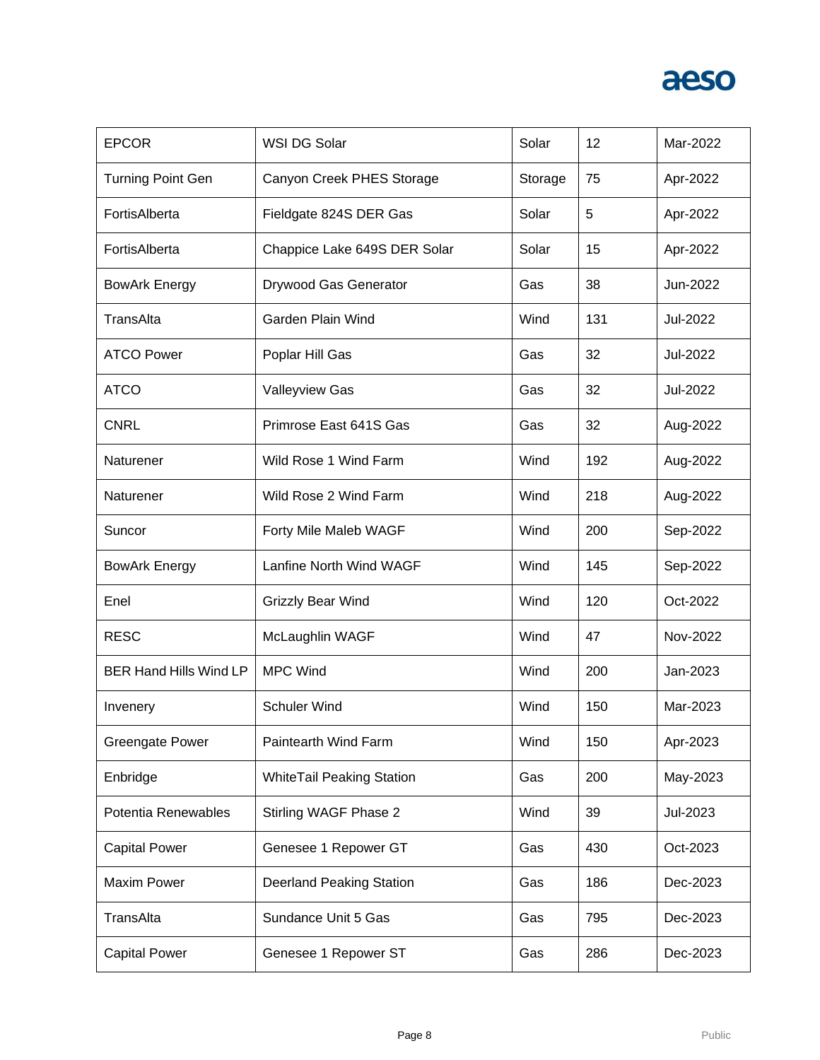| EPCOR | WSI DG Solar | Solar | 12 | Mar-2022 |
|---|---|---|---|---|
| Turning Point Gen | Canyon Creek PHES Storage | Storage | 75 | Apr-2022 |
| FortisAlberta | Fieldgate 824S DER Gas | Solar | 5 | Apr-2022 |
| FortisAlberta | Chappice Lake 649S DER Solar | Solar | 15 | Apr-2022 |
| BowArk Energy | Drywood Gas Generator | Gas | 38 | Jun-2022 |
| TransAlta | Garden Plain Wind | Wind | 131 | Jul-2022 |
| ATCO Power | Poplar Hill Gas | Gas | 32 | Jul-2022 |
| ATCO | Valleyview Gas | Gas | 32 | Jul-2022 |
| CNRL | Primrose East 641S Gas | Gas | 32 | Aug-2022 |
| Naturener | Wild Rose 1 Wind Farm | Wind | 192 | Aug-2022 |
| Naturener | Wild Rose 2 Wind Farm | Wind | 218 | Aug-2022 |
| Suncor | Forty Mile Maleb WAGF | Wind | 200 | Sep-2022 |
| BowArk Energy | Lanfine North Wind WAGF | Wind | 145 | Sep-2022 |
| Enel | Grizzly Bear Wind | Wind | 120 | Oct-2022 |
| RESC | McLaughlin WAGF | Wind | 47 | Nov-2022 |
| BER Hand Hills Wind LP | MPC Wind | Wind | 200 | Jan-2023 |
| Invenery | Schuler Wind | Wind | 150 | Mar-2023 |
| Greengate Power | Paintearth Wind Farm | Wind | 150 | Apr-2023 |
| Enbridge | WhiteTail Peaking Station | Gas | 200 | May-2023 |
| Potentia Renewables | Stirling WAGF Phase 2 | Wind | 39 | Jul-2023 |
| Capital Power | Genesee 1 Repower GT | Gas | 430 | Oct-2023 |
| Maxim Power | Deerland Peaking Station | Gas | 186 | Dec-2023 |
| TransAlta | Sundance Unit 5 Gas | Gas | 795 | Dec-2023 |
| Capital Power | Genesee 1 Repower ST | Gas | 286 | Dec-2023 |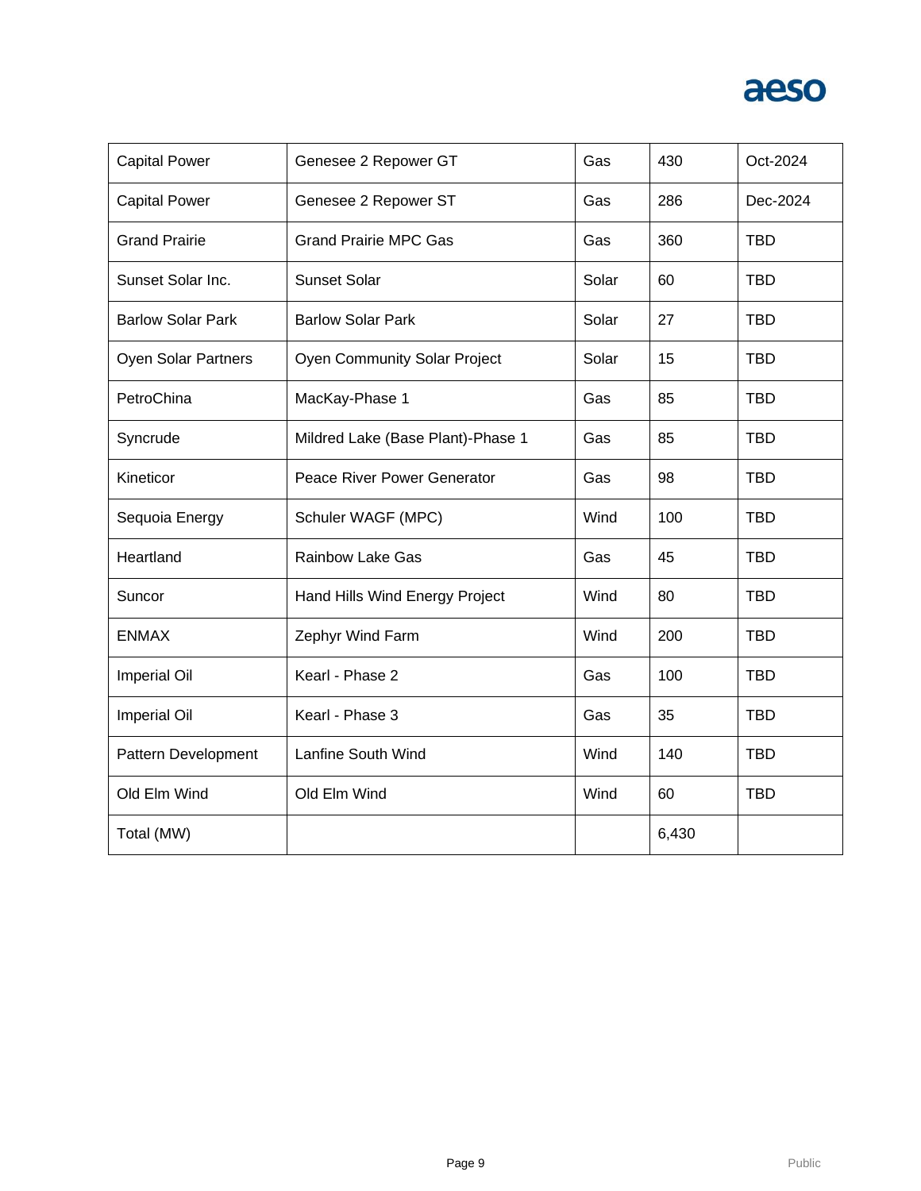| Capital Power | Genesee 2 Repower GT | Gas | 430 | Oct-2024 |
|---|---|---|---|---|
| Capital Power | Genesee 2 Repower ST | Gas | 286 | Dec-2024 |
| Grand Prairie | Grand Prairie MPC Gas | Gas | 360 | TBD |
| Sunset Solar Inc. | Sunset Solar | Solar | 60 | TBD |
| Barlow Solar Park | Barlow Solar Park | Solar | 27 | TBD |
| Oyen Solar Partners | Oyen Community Solar Project | Solar | 15 | TBD |
| PetroChina | MacKay-Phase 1 | Gas | 85 | TBD |
| Syncrude | Mildred Lake (Base Plant)-Phase 1 | Gas | 85 | TBD |
| Kineticor | Peace River Power Generator | Gas | 98 | TBD |
| Sequoia Energy | Schuler WAGF (MPC) | Wind | 100 | TBD |
| Heartland | Rainbow Lake Gas | Gas | 45 | TBD |
| Suncor | Hand Hills Wind Energy Project | Wind | 80 | TBD |
| ENMAX | Zephyr Wind Farm | Wind | 200 | TBD |
| Imperial Oil | Kearl - Phase 2 | Gas | 100 | TBD |
| Imperial Oil | Kearl - Phase 3 | Gas | 35 | TBD |
| Pattern Development | Lanfine South Wind | Wind | 140 | TBD |
| Old Elm Wind | Old Elm Wind | Wind | 60 | TBD |
| Total (MW) | | | 6,430 | |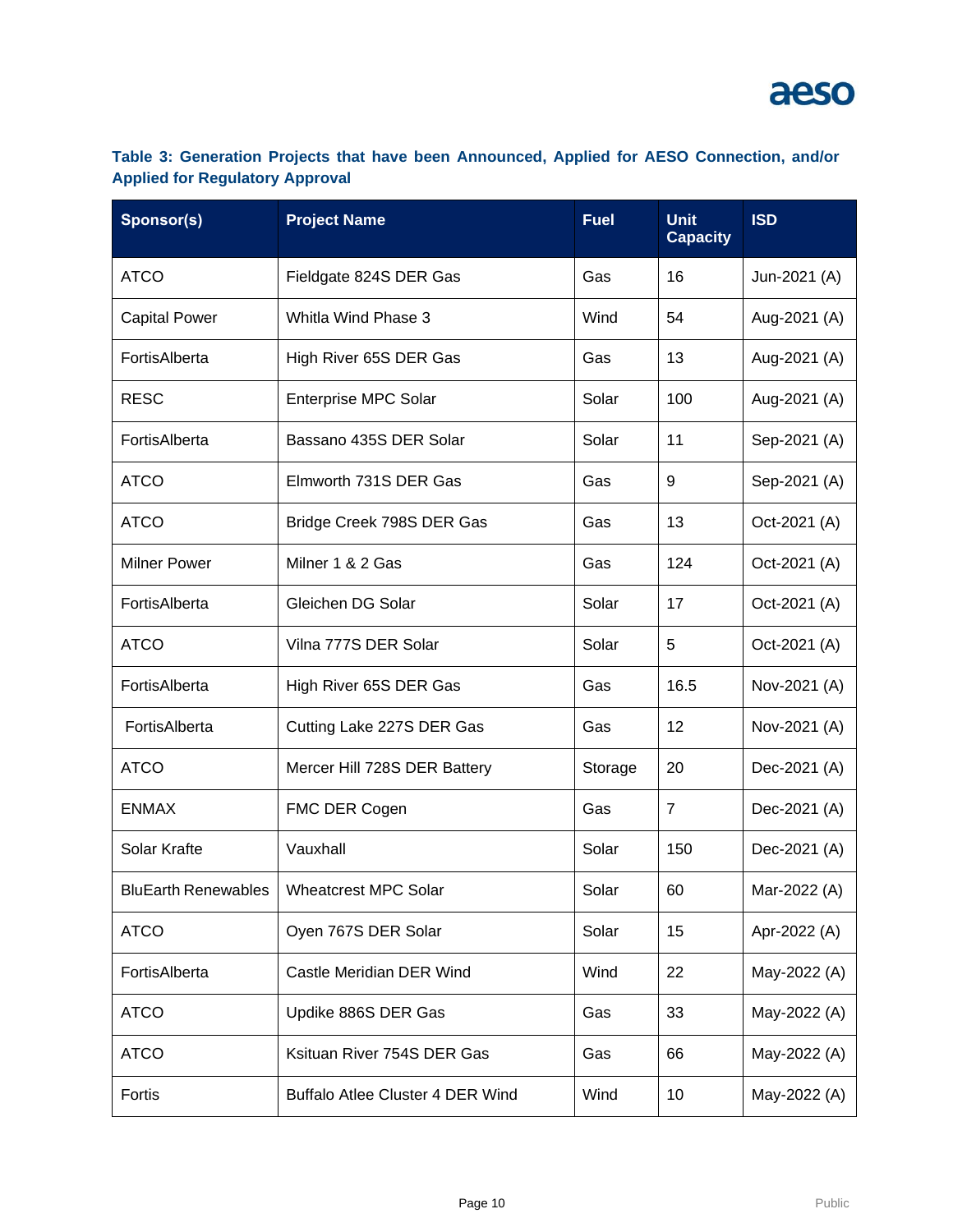**Table 3: Generation Projects that have been Announced, Applied for AESO Connection, and/or Applied for Regulatory Approval**

| Sponsor(s) | Project Name | Fuel | Unit Capacity | ISD |
|---|---|---|---|---|
| ATCO | Fieldgate 824S DER Gas | Gas | 16 | Jun-2021 (A) |
| Capital Power | Whitla Wind Phase 3 | Wind | 54 | Aug-2021 (A) |
| FortisAlberta | High River 65S DER Gas | Gas | 13 | Aug-2021 (A) |
| RESC | Enterprise MPC Solar | Solar | 100 | Aug-2021 (A) |
| FortisAlberta | Bassano 435S DER Solar | Solar | 11 | Sep-2021 (A) |
| ATCO | Elmworth 731S DER Gas | Gas | 9 | Sep-2021 (A) |
| ATCO | Bridge Creek 798S DER Gas | Gas | 13 | Oct-2021 (A) |
| Milner Power | Milner 1 & 2 Gas | Gas | 124 | Oct-2021 (A) |
| FortisAlberta | Gleichen DG Solar | Solar | 17 | Oct-2021 (A) |
| ATCO | Vilna 777S DER Solar | Solar | 5 | Oct-2021 (A) |
| FortisAlberta | High River 65S DER Gas | Gas | 16.5 | Nov-2021 (A) |
| FortisAlberta | Cutting Lake 227S DER Gas | Gas | 12 | Nov-2021 (A) |
| ATCO | Mercer Hill 728S DER Battery | Storage | 20 | Dec-2021 (A) |
| ENMAX | FMC DER Cogen | Gas | 7 | Dec-2021 (A) |
| Solar Krafte | Vauxhall | Solar | 150 | Dec-2021 (A) |
| BluEarth Renewables | Wheatcrest MPC Solar | Solar | 60 | Mar-2022 (A) |
| ATCO | Oyen 767S DER Solar | Solar | 15 | Apr-2022 (A) |
| FortisAlberta | Castle Meridian DER Wind | Wind | 22 | May-2022 (A) |
| ATCO | Updike 886S DER Gas | Gas | 33 | May-2022 (A) |
| ATCO | Ksituan River 754S DER Gas | Gas | 66 | May-2022 (A) |
| Fortis | Buffalo Atlee Cluster 4 DER Wind | Wind | 10 | May-2022 (A) |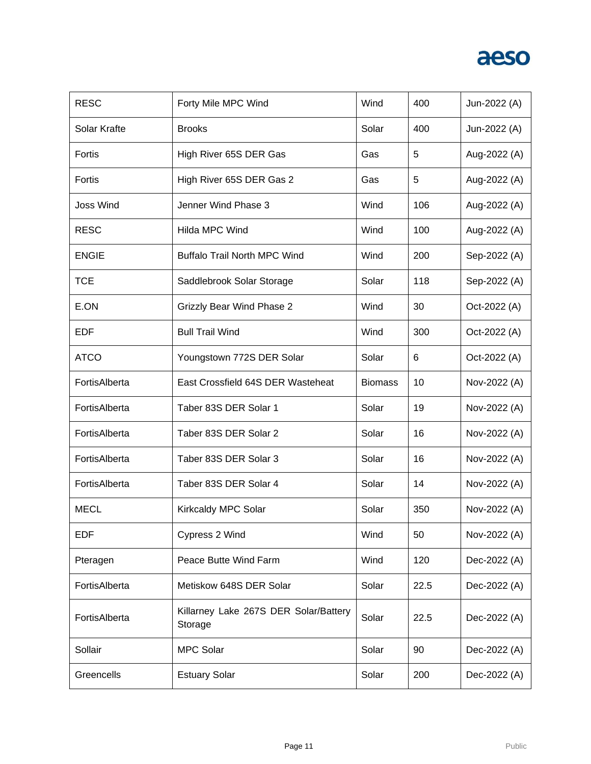| RESC | Forty Mile MPC Wind | Wind | 400 | Jun-2022 (A) |
|---|---|---|---|---|
| Solar Krafte | Brooks | Solar | 400 | Jun-2022 (A) |
| Fortis | High River 65S DER Gas | Gas | 5 | Aug-2022 (A) |
| Fortis | High River 65S DER Gas 2 | Gas | 5 | Aug-2022 (A) |
| Joss Wind | Jenner Wind Phase 3 | Wind | 106 | Aug-2022 (A) |
| RESC | Hilda MPC Wind | Wind | 100 | Aug-2022 (A) |
| ENGIE | Buffalo Trail North MPC Wind | Wind | 200 | Sep-2022 (A) |
| TCE | Saddlebrook Solar Storage | Solar | 118 | Sep-2022 (A) |
| E.ON | Grizzly Bear Wind Phase 2 | Wind | 30 | Oct-2022 (A) |
| EDF | Bull Trail Wind | Wind | 300 | Oct-2022 (A) |
| ATCO | Youngstown 772S DER Solar | Solar | 6 | Oct-2022 (A) |
| FortisAlberta | East Crossfield 64S DER Wasteheat | Biomass | 10 | Nov-2022 (A) |
| FortisAlberta | Taber 83S DER Solar 1 | Solar | 19 | Nov-2022 (A) |
| FortisAlberta | Taber 83S DER Solar 2 | Solar | 16 | Nov-2022 (A) |
| FortisAlberta | Taber 83S DER Solar 3 | Solar | 16 | Nov-2022 (A) |
| FortisAlberta | Taber 83S DER Solar 4 | Solar | 14 | Nov-2022 (A) |
| MECL | Kirkcaldy MPC Solar | Solar | 350 | Nov-2022 (A) |
| EDF | Cypress 2 Wind | Wind | 50 | Nov-2022 (A) |
| Pteragen | Peace Butte Wind Farm | Wind | 120 | Dec-2022 (A) |
| FortisAlberta | Metiskow 648S DER Solar | Solar | 22.5 | Dec-2022 (A) |
| FortisAlberta | Killarney Lake 267S DER Solar/Battery Storage | Solar | 22.5 | Dec-2022 (A) |
| Sollair | MPC Solar | Solar | 90 | Dec-2022 (A) |
| Greencells | Estuary Solar | Solar | 200 | Dec-2022 (A) |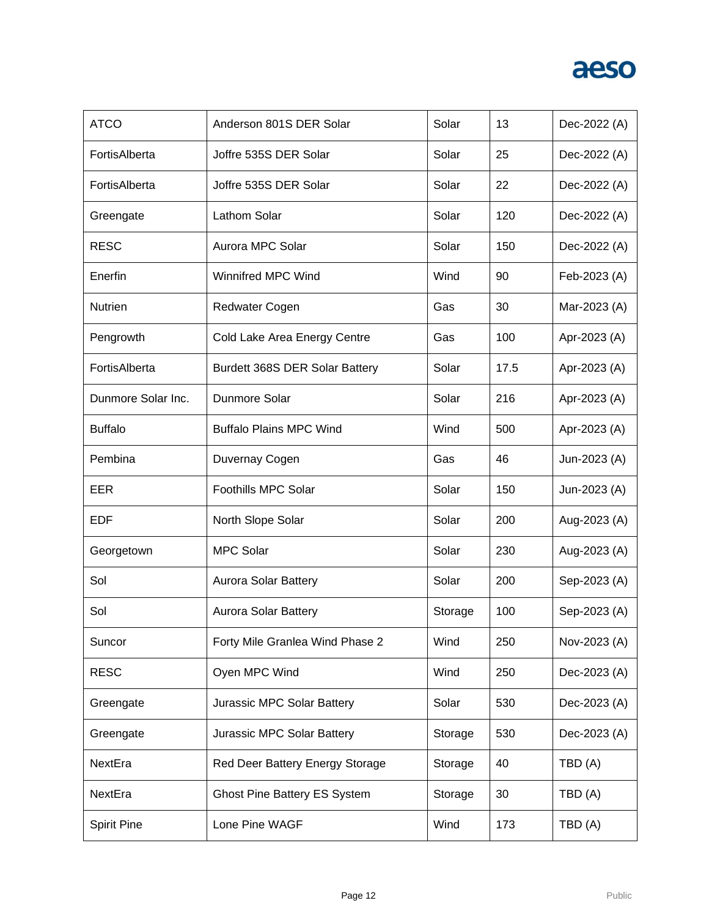| ATCO | Anderson 801S DER Solar | Solar | 13 | Dec-2022 (A) |
|---|---|---|---|---|
| FortisAlberta | Joffre 535S DER Solar | Solar | 25 | Dec-2022 (A) |
| FortisAlberta | Joffre 535S DER Solar | Solar | 22 | Dec-2022 (A) |
| Greengate | Lathom Solar | Solar | 120 | Dec-2022 (A) |
| RESC | Aurora MPC Solar | Solar | 150 | Dec-2022 (A) |
| Enerfin | Winnifred MPC Wind | Wind | 90 | Feb-2023 (A) |
| Nutrien | Redwater Cogen | Gas | 30 | Mar-2023 (A) |
| Pengrowth | Cold Lake Area Energy Centre | Gas | 100 | Apr-2023 (A) |
| FortisAlberta | Burdett 368S DER Solar Battery | Solar | 17.5 | Apr-2023 (A) |
| Dunmore Solar Inc. | Dunmore Solar | Solar | 216 | Apr-2023 (A) |
| Buffalo | Buffalo Plains MPC Wind | Wind | 500 | Apr-2023 (A) |
| Pembina | Duvernay Cogen | Gas | 46 | Jun-2023 (A) |
| EER | Foothills MPC Solar | Solar | 150 | Jun-2023 (A) |
| EDF | North Slope Solar | Solar | 200 | Aug-2023 (A) |
| Georgetown | MPC Solar | Solar | 230 | Aug-2023 (A) |
| Sol | Aurora Solar Battery | Solar | 200 | Sep-2023 (A) |
| Sol | Aurora Solar Battery | Storage | 100 | Sep-2023 (A) |
| Suncor | Forty Mile Granlea Wind Phase 2 | Wind | 250 | Nov-2023 (A) |
| RESC | Oyen MPC Wind | Wind | 250 | Dec-2023 (A) |
| Greengate | Jurassic MPC Solar Battery | Solar | 530 | Dec-2023 (A) |
| Greengate | Jurassic MPC Solar Battery | Storage | 530 | Dec-2023 (A) |
| NextEra | Red Deer Battery Energy Storage | Storage | 40 | TBD (A) |
| NextEra | Ghost Pine Battery ES System | Storage | 30 | TBD (A) |
| Spirit Pine | Lone Pine WAGF | Wind | 173 | TBD (A) |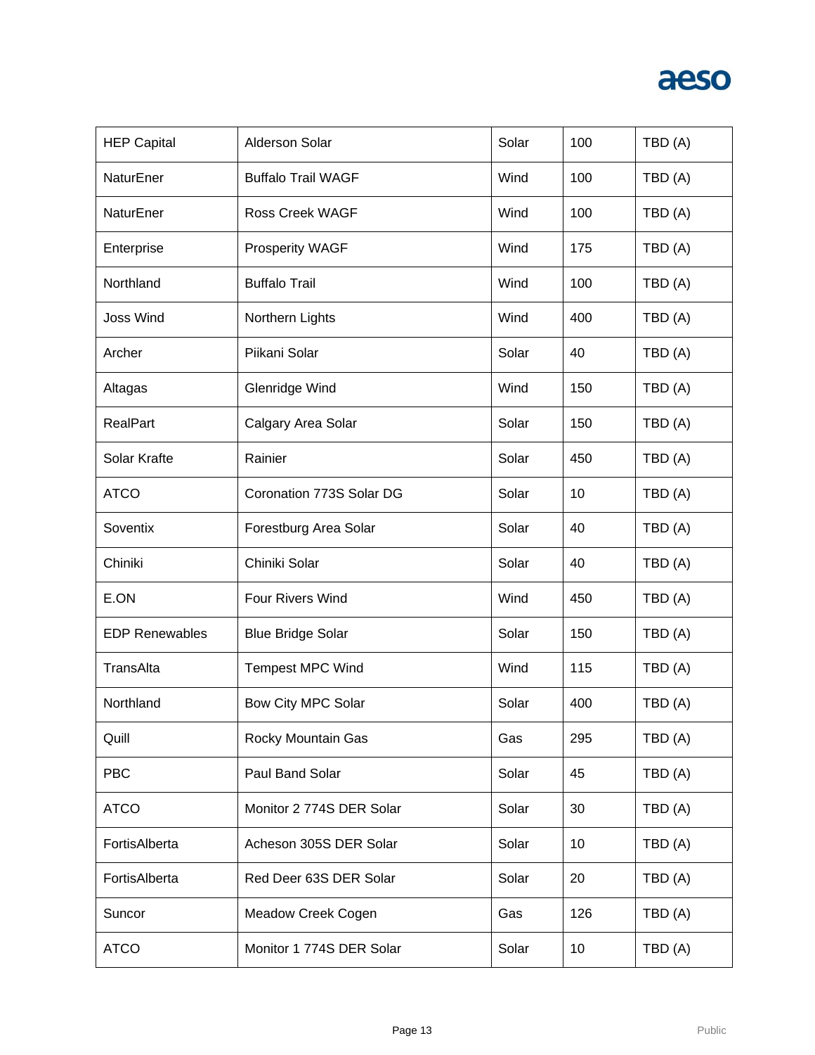| | | | | |
|---|---|---|---|---|
| HEP Capital | Alderson Solar | Solar | 100 | TBD (A) |
| NaturEner | Buffalo Trail WAGF | Wind | 100 | TBD (A) |
| NaturEner | Ross Creek WAGF | Wind | 100 | TBD (A) |
| Enterprise | Prosperity WAGF | Wind | 175 | TBD (A) |
| Northland | Buffalo Trail | Wind | 100 | TBD (A) |
| Joss Wind | Northern Lights | Wind | 400 | TBD (A) |
| Archer | Piikani Solar | Solar | 40 | TBD (A) |
| Altagas | Glenridge Wind | Wind | 150 | TBD (A) |
| RealPart | Calgary Area Solar | Solar | 150 | TBD (A) |
| Solar Krafte | Rainier | Solar | 450 | TBD (A) |
| ATCO | Coronation 773S Solar DG | Solar | 10 | TBD (A) |
| Soventix | Forestburg Area Solar | Solar | 40 | TBD (A) |
| Chiniki | Chiniki Solar | Solar | 40 | TBD (A) |
| E.ON | Four Rivers Wind | Wind | 450 | TBD (A) |
| EDP Renewables | Blue Bridge Solar | Solar | 150 | TBD (A) |
| TransAlta | Tempest MPC Wind | Wind | 115 | TBD (A) |
| Northland | Bow City MPC Solar | Solar | 400 | TBD (A) |
| Quill | Rocky Mountain Gas | Gas | 295 | TBD (A) |
| PBC | Paul Band Solar | Solar | 45 | TBD (A) |
| ATCO | Monitor 2 774S DER Solar | Solar | 30 | TBD (A) |
| FortisAlberta | Acheson 305S DER Solar | Solar | 10 | TBD (A) |
| FortisAlberta | Red Deer 63S DER Solar | Solar | 20 | TBD (A) |
| Suncor | Meadow Creek Cogen | Gas | 126 | TBD (A) |
| ATCO | Monitor 1 774S DER Solar | Solar | 10 | TBD (A) |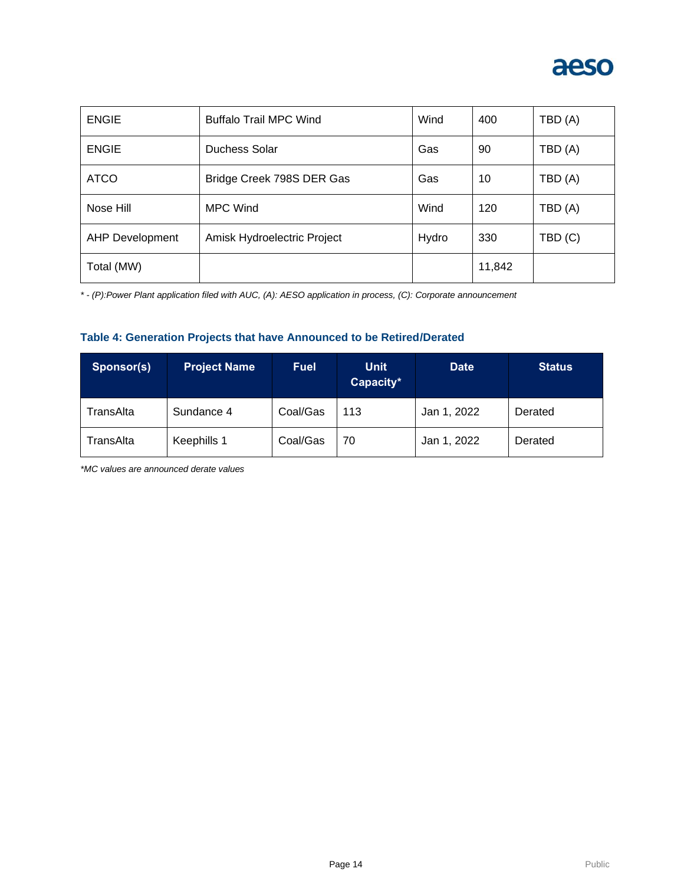| | | | | |
|---|---|---|---|---|
| ENGIE | Buffalo Trail MPC Wind | Wind | 400 | TBD (A) |
| ENGIE | Duchess Solar | Gas | 90 | TBD (A) |
| ATCO | Bridge Creek 798S DER Gas | Gas | 10 | TBD (A) |
| Nose Hill | MPC Wind | Wind | 120 | TBD (A) |
| AHP Development | Amisk Hydroelectric Project | Hydro | 330 | TBD (C) |
| Total (MW) | | | 11,842 | |

*\* - (P):Power Plant application filed with AUC, (A): AESO application in process, (C): Corporate announcement*

### Table 4: Generation Projects that have Announced to be Retired/Derated

| Sponsor(s) | Project Name | Fuel | Unit Capacity* | Date | Status |
|---|---|---|---|---|---|
| TransAlta | Sundance 4 | Coal/Gas | 113 | Jan 1, 2022 | Derated |
| TransAlta | Keephills 1 | Coal/Gas | 70 | Jan 1, 2022 | Derated |

*\*MC values are announced derate values*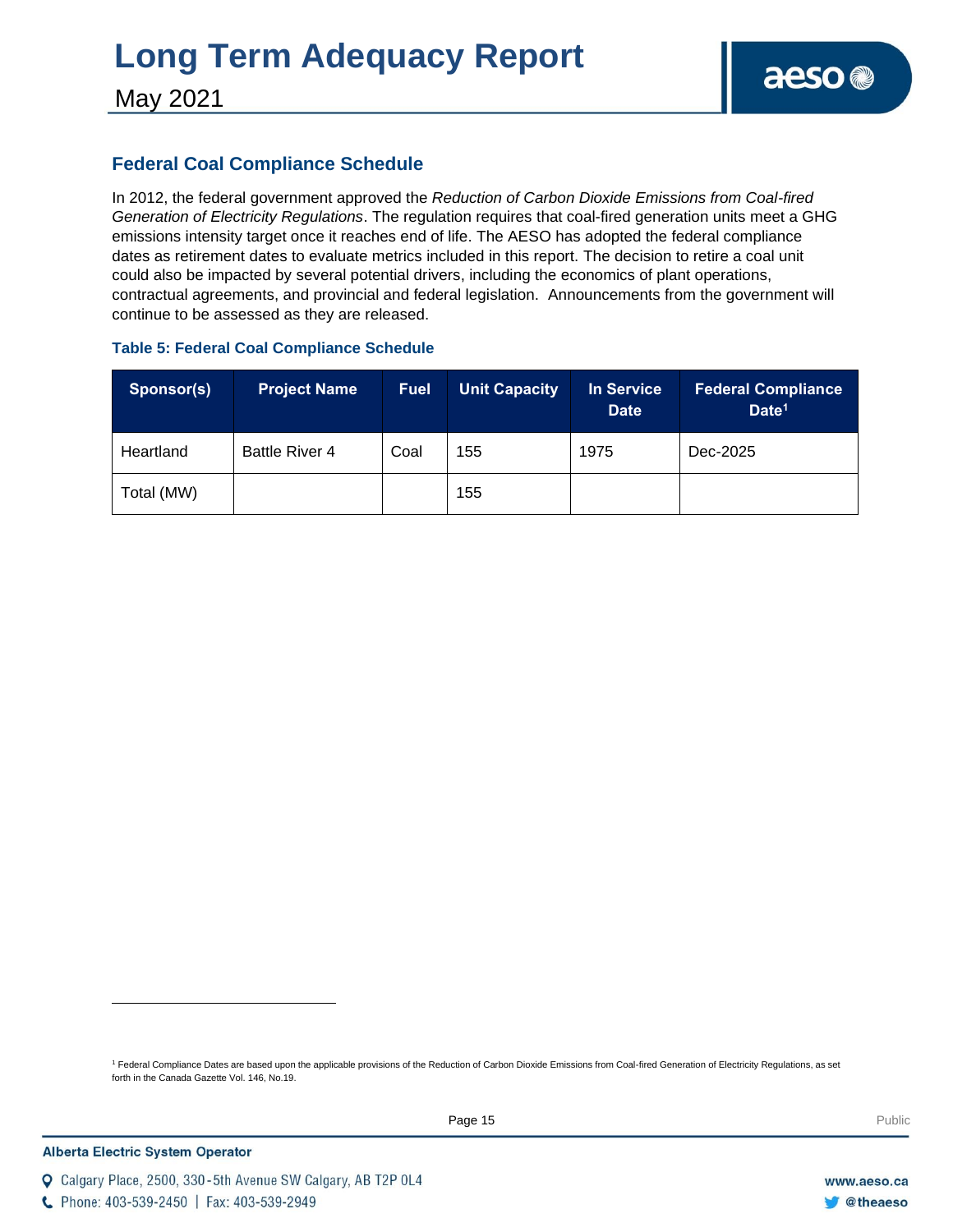## Federal Coal Compliance Schedule

In 2012, the federal government approved the *Reduction of Carbon Dioxide Emissions from Coal-fired Generation of Electricity Regulations*. The regulation requires that coal-fired generation units meet a GHG emissions intensity target once it reaches end of life. The AESO has adopted the federal compliance dates as retirement dates to evaluate metrics included in this report. The decision to retire a coal unit could also be impacted by several potential drivers, including the economics of plant operations, contractual agreements, and provincial and federal legislation. Announcements from the government will continue to be assessed as they are released.

**Table 5: Federal Coal Compliance Schedule**

| Sponsor(s) | Project Name | Fuel | Unit Capacity | In Service Date | Federal Compliance Date[1] |
|---|---|---|---|---|---|
| Heartland | Battle River 4 | Coal | 155 | 1975 | Dec-2025 |
| Total (MW) | | | 155 | | |

[1] Federal Compliance Dates are based upon the applicable provisions of the Reduction of Carbon Dioxide Emissions from Coal-fired Generation of Electricity Regulations, as set forth in the Canada Gazette Vol. 146, No.19.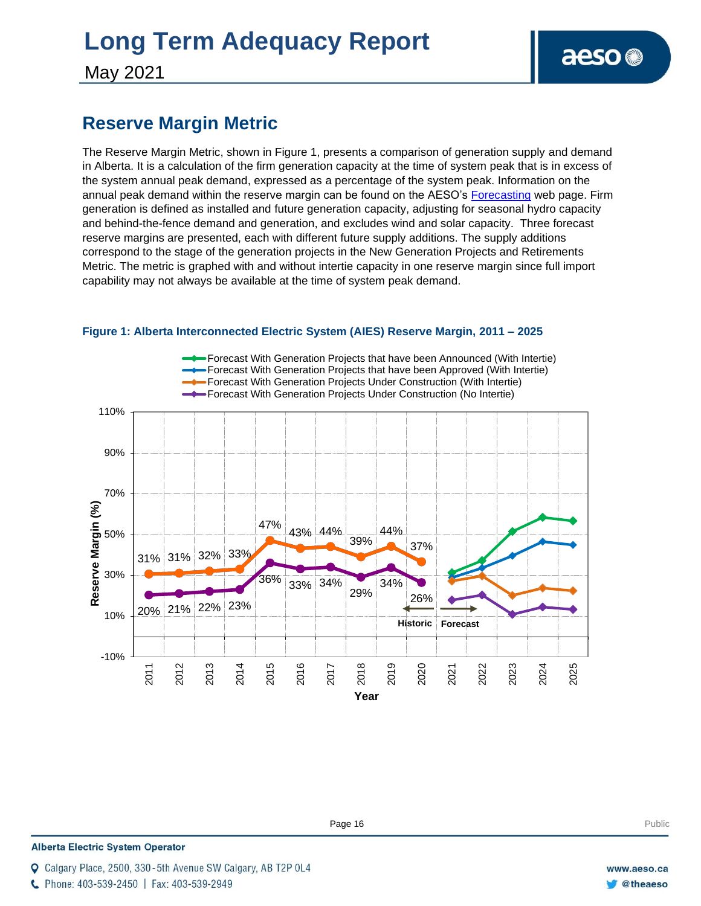## Reserve Margin Metric

The Reserve Margin Metric, shown in Figure 1, presents a comparison of generation supply and demand in Alberta. It is a calculation of the firm generation capacity at the time of system peak that is in excess of the system annual peak demand, expressed as a percentage of the system peak. Information on the annual peak demand within the reserve margin can be found on the AESO's Forecasting web page. Firm generation is defined as installed and future generation capacity, adjusting for seasonal hydro capacity and behind-the-fence demand and generation, and excludes wind and solar capacity. Three forecast reserve margins are presented, each with different future supply additions. The supply additions correspond to the stage of the generation projects in the New Generation Projects and Retirements Metric. The metric is graphed with and without intertie capacity in one reserve margin since full import capability may not always be available at the time of system peak demand.

**Figure 1: Alberta Interconnected Electric System (AIES) Reserve Margin, 2011 – 2025**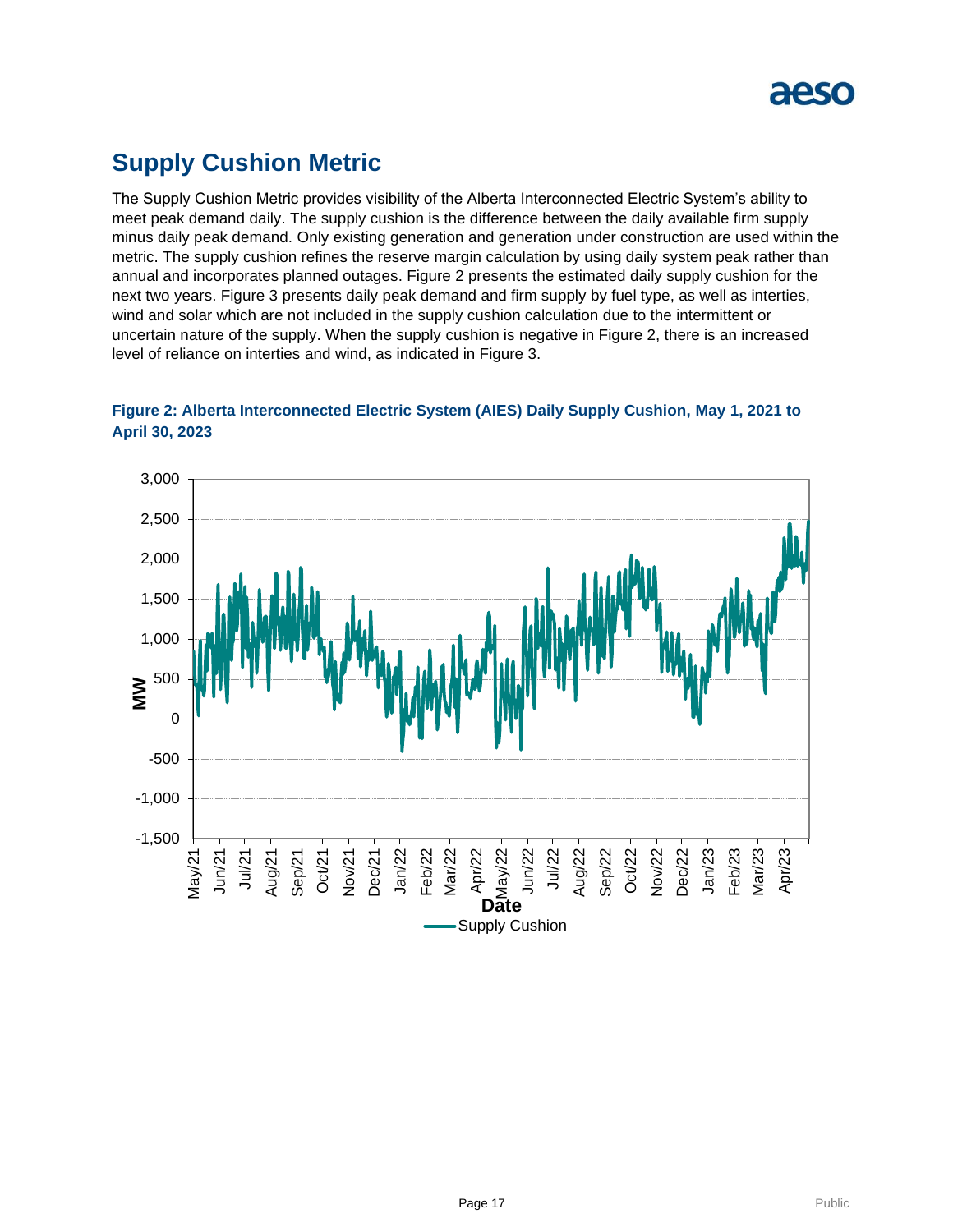## Supply Cushion Metric

The Supply Cushion Metric provides visibility of the Alberta Interconnected Electric System's ability to meet peak demand daily. The supply cushion is the difference between the daily available firm supply minus daily peak demand. Only existing generation and generation under construction are used within the metric. The supply cushion refines the reserve margin calculation by using daily system peak rather than annual and incorporates planned outages. Figure 2 presents the estimated daily supply cushion for the next two years. Figure 3 presents daily peak demand and firm supply by fuel type, as well as interties, wind and solar which are not included in the supply cushion calculation due to the intermittent or uncertain nature of the supply. When the supply cushion is negative in Figure 2, there is an increased level of reliance on interties and wind, as indicated in Figure 3.

**Figure 2: Alberta Interconnected Electric System (AIES) Daily Supply Cushion, May 1, 2021 to April 30, 2023**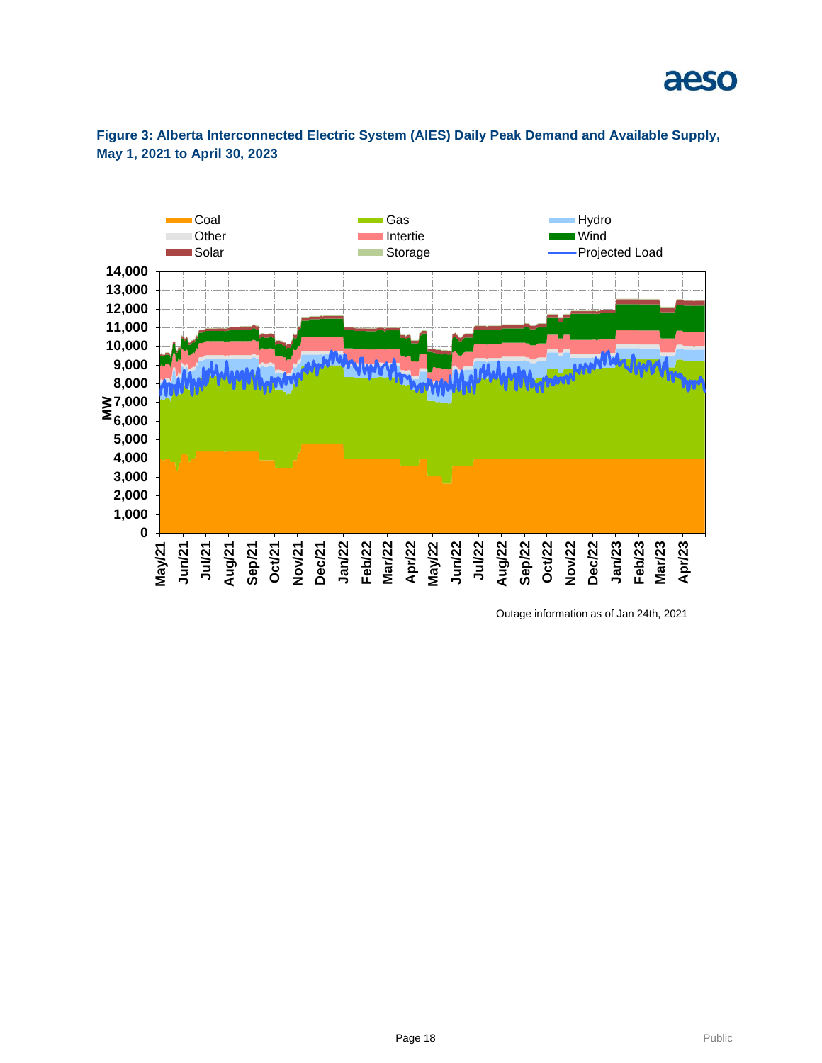**Figure 3: Alberta Interconnected Electric System (AIES) Daily Peak Demand and Available Supply, May 1, 2021 to April 30, 2023**

Outage information as of Jan 24th, 2021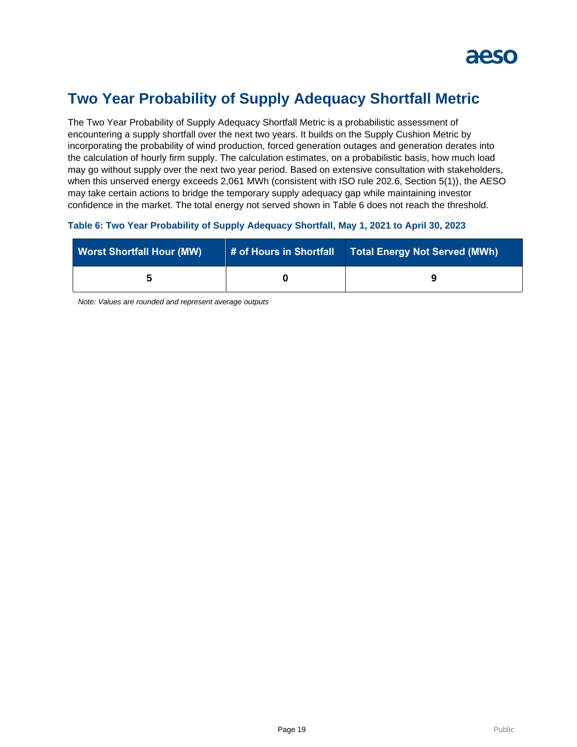# Two Year Probability of Supply Adequacy Shortfall Metric

The Two Year Probability of Supply Adequacy Shortfall Metric is a probabilistic assessment of encountering a supply shortfall over the next two years. It builds on the Supply Cushion Metric by incorporating the probability of wind production, forced generation outages and generation derates into the calculation of hourly firm supply. The calculation estimates, on a probabilistic basis, how much load may go without supply over the next two year period. Based on extensive consultation with stakeholders, when this unserved energy exceeds 2,061 MWh (consistent with ISO rule 202.6, Section 5(1)), the AESO may take certain actions to bridge the temporary supply adequacy gap while maintaining investor confidence in the market. The total energy not served shown in Table 6 does not reach the threshold.

**Table 6: Two Year Probability of Supply Adequacy Shortfall, May 1, 2021 to April 30, 2023**

| Worst Shortfall Hour (MW) | # of Hours in Shortfall | Total Energy Not Served (MWh) |
|---|---|---|
| 5 | 0 | 9 |

*Note: Values are rounded and represent average outputs*